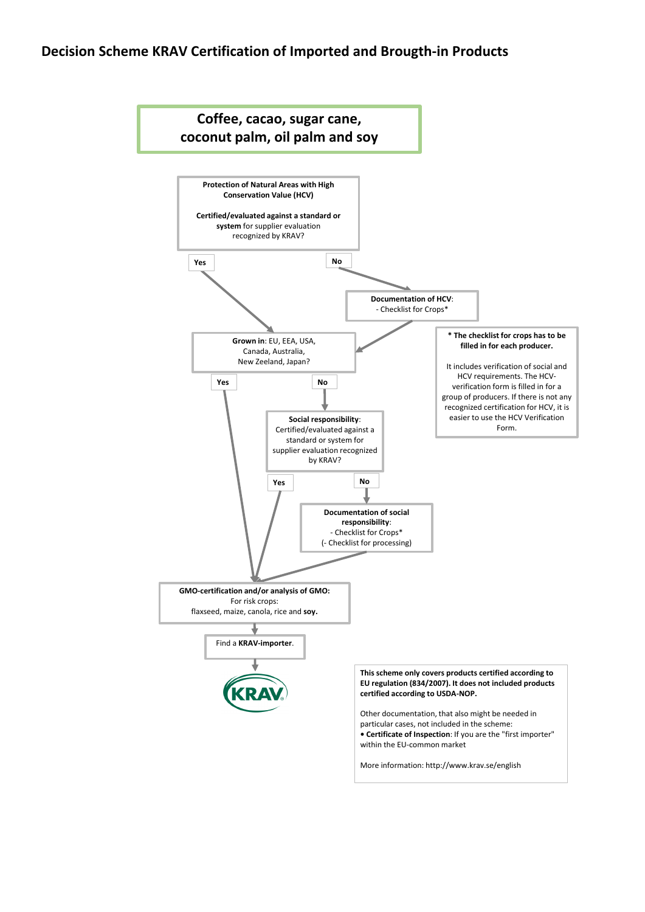# Decision Scheme KRAV Certification of Imported and Brougth-in Products

**Coffee, cacao, sugar cane, coconut palm, oil palm and soy**

**Protection of Natural Areas with High Conservation Value (HCV)**

**Certified/evaluated against a standard or system** for supplier evaluation recognized by KRAV?

- **Yes** → Grown in
- **No** → **Documentation of HCV**: - Checklist for Crops* → Grown in

**Grown in**: EU, EEA, USA, Canada, Australia, New Zeeland, Japan?

- **Yes** → GMO-certification
- **No** → Social responsibility

**Social responsibility**: Certified/evaluated against a standard or system for supplier evaluation recognized by KRAV?

- **Yes** → GMO-certification
- **No** → **Documentation of social responsibility**: - Checklist for Crops* (- Checklist for processing) → GMO-certification

**GMO-certification and/or analysis of GMO:** For risk crops: flaxseed, maize, canola, rice and **soy.**

Find a **KRAV-importer**.

KRAV

**\* The checklist for crops has to be filled in for each producer.**

It includes verification of social and HCV requirements. The HCV-verification form is filled in for a group of producers. If there is not any recognized certification for HCV, it is easier to use the HCV Verification Form.

**This scheme only covers products certified according to EU regulation (834/2007). It does not included products certified according to USDA-NOP.**

Other documentation, that also might be needed in particular cases, not included in the scheme:

- **Certificate of Inspection**: If you are the "first importer" within the EU-common market

More information: http://www.krav.se/english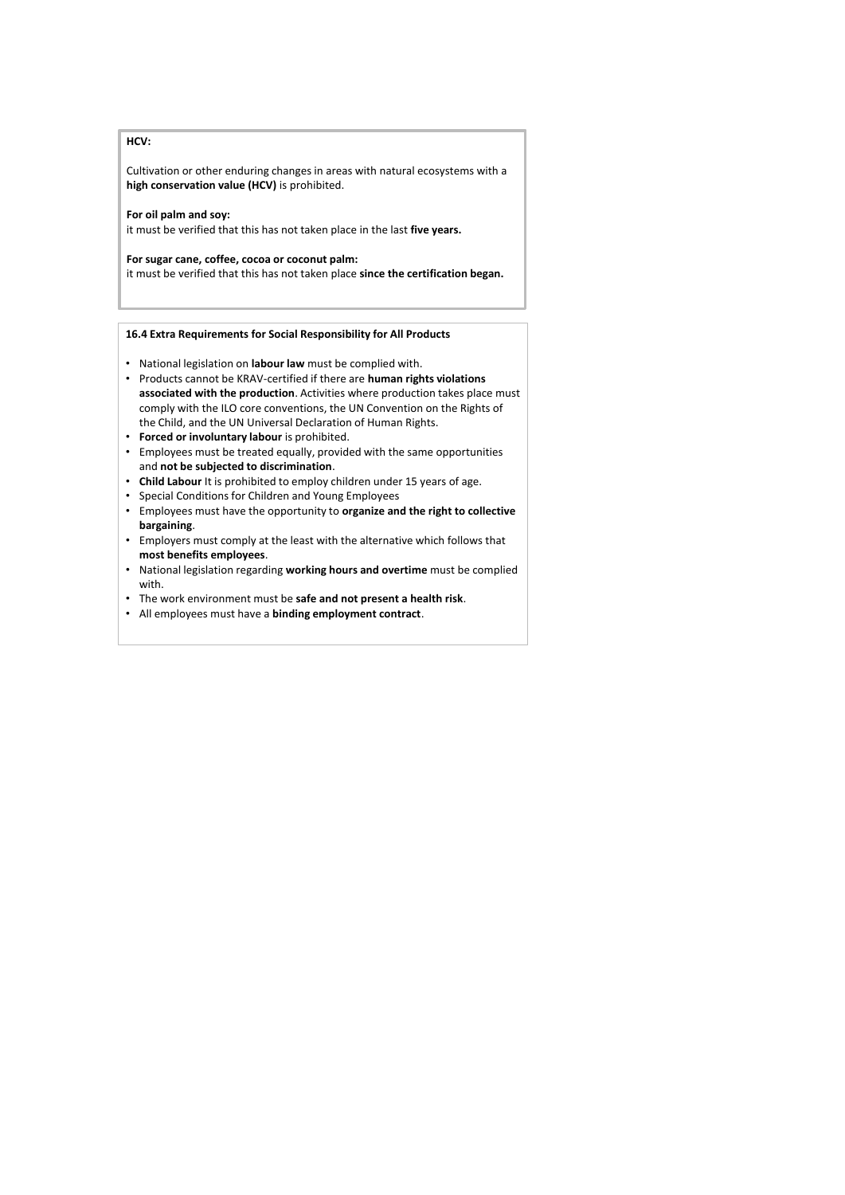**HCV:**

Cultivation or other enduring changes in areas with natural ecosystems with a **high conservation value (HCV)** is prohibited.

**For oil palm and soy:**
it must be verified that this has not taken place in the last **five years.**

**For sugar cane, coffee, cocoa or coconut palm:**
it must be verified that this has not taken place **since the certification began.**

**16.4 Extra Requirements for Social Responsibility for All Products**

- National legislation on **labour law** must be complied with.
- Products cannot be KRAV-certified if there are **human rights violations associated with the production**. Activities where production takes place must comply with the ILO core conventions, the UN Convention on the Rights of the Child, and the UN Universal Declaration of Human Rights.
- **Forced or involuntary labour** is prohibited.
- Employees must be treated equally, provided with the same opportunities and **not be subjected to discrimination**.
- **Child Labour** It is prohibited to employ children under 15 years of age.
- Special Conditions for Children and Young Employees
- Employees must have the opportunity to **organize and the right to collective bargaining**.
- Employers must comply at the least with the alternative which follows that **most benefits employees**.
- National legislation regarding **working hours and overtime** must be complied with.
- The work environment must be **safe and not present a health risk**.
- All employees must have a **binding employment contract**.